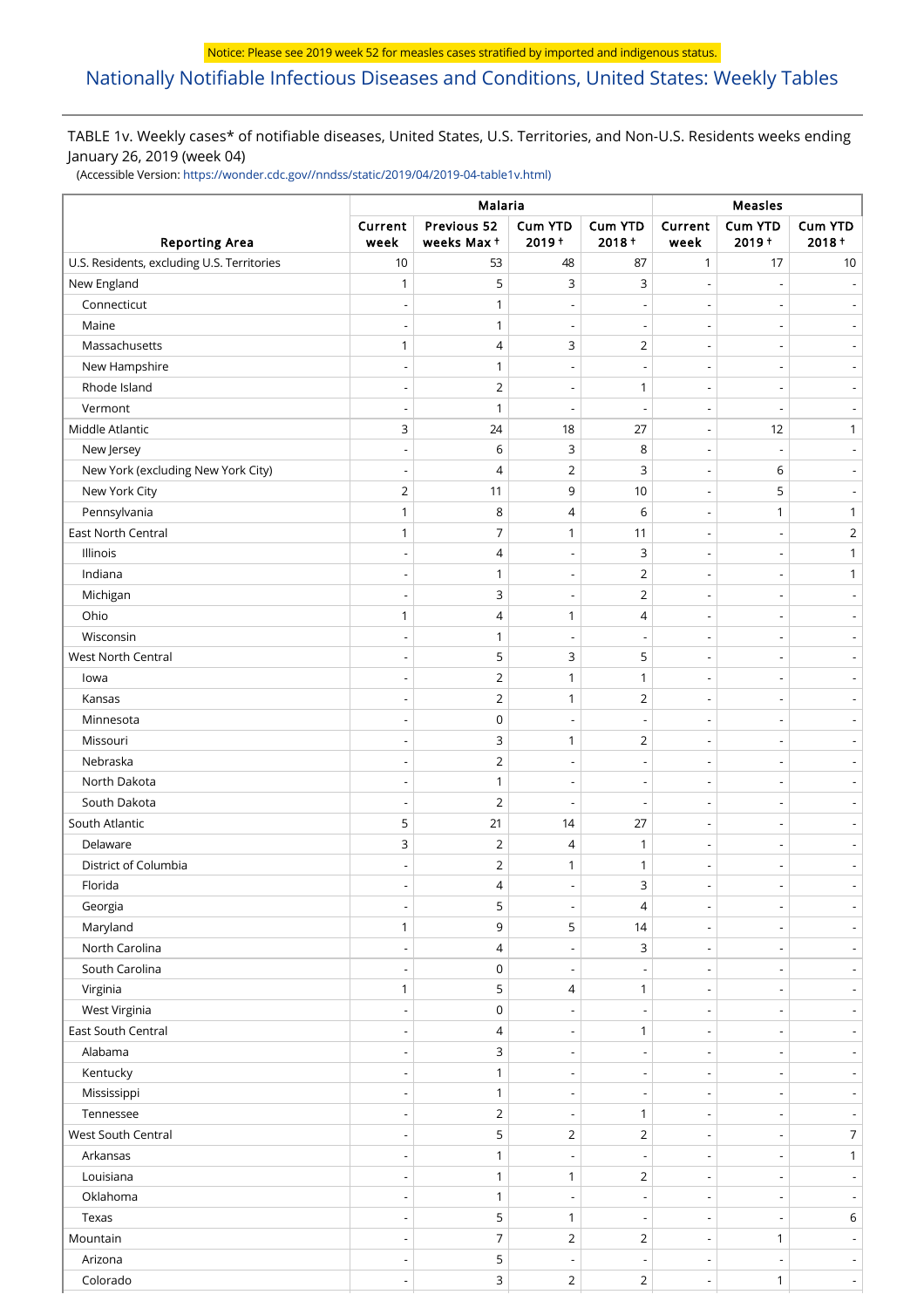Notice: Please see 2019 week 52 for measles cases stratified by imported and indigenous status.

# Nationally Notifiable Infectious Diseases and Conditions, United States: Weekly Tables

TABLE 1v. Weekly cases* of notifiable diseases, United States, U.S. Territories, and Non-U.S. Residents weeks ending January 26, 2019 (week 04)

(Accessible Version: https://wonder.cdc.gov//nndss/static/2019/04/2019-04-table1v.html)

| Reporting Area | Malaria | | | | Measles | | |
|---|---|---|---|---|---|---|---|
| | Current week | Previous 52 weeks Max † | Cum YTD 2019 † | Cum YTD 2018 † | Current week | Cum YTD 2019 † | Cum YTD 2018 † |
| U.S. Residents, excluding U.S. Territories | 10 | 53 | 48 | 87 | 1 | 17 | 10 |
| New England | 1 | 5 | 3 | 3 | - | - | - |
| Connecticut | - | 1 | - | - | - | - | - |
| Maine | - | 1 | - | - | - | - | - |
| Massachusetts | 1 | 4 | 3 | 2 | - | - | - |
| New Hampshire | - | 1 | - | - | - | - | - |
| Rhode Island | - | 2 | - | 1 | - | - | - |
| Vermont | - | 1 | - | - | - | - | - |
| Middle Atlantic | 3 | 24 | 18 | 27 | - | 12 | 1 |
| New Jersey | - | 6 | 3 | 8 | - | - | - |
| New York (excluding New York City) | - | 4 | 2 | 3 | - | 6 | - |
| New York City | 2 | 11 | 9 | 10 | - | 5 | - |
| Pennsylvania | 1 | 8 | 4 | 6 | - | 1 | 1 |
| East North Central | 1 | 7 | 1 | 11 | - | - | 2 |
| Illinois | - | 4 | - | 3 | - | - | 1 |
| Indiana | - | 1 | - | 2 | - | - | 1 |
| Michigan | - | 3 | - | 2 | - | - | - |
| Ohio | 1 | 4 | 1 | 4 | - | - | - |
| Wisconsin | - | 1 | - | - | - | - | - |
| West North Central | - | 5 | 3 | 5 | - | - | - |
| Iowa | - | 2 | 1 | 1 | - | - | - |
| Kansas | - | 2 | 1 | 2 | - | - | - |
| Minnesota | - | 0 | - | - | - | - | - |
| Missouri | - | 3 | 1 | 2 | - | - | - |
| Nebraska | - | 2 | - | - | - | - | - |
| North Dakota | - | 1 | - | - | - | - | - |
| South Dakota | - | 2 | - | - | - | - | - |
| South Atlantic | 5 | 21 | 14 | 27 | - | - | - |
| Delaware | 3 | 2 | 4 | 1 | - | - | - |
| District of Columbia | - | 2 | 1 | 1 | - | - | - |
| Florida | - | 4 | - | 3 | - | - | - |
| Georgia | - | 5 | - | 4 | - | - | - |
| Maryland | 1 | 9 | 5 | 14 | - | - | - |
| North Carolina | - | 4 | - | 3 | - | - | - |
| South Carolina | - | 0 | - | - | - | - | - |
| Virginia | 1 | 5 | 4 | 1 | - | - | - |
| West Virginia | - | 0 | - | - | - | - | - |
| East South Central | - | 4 | - | 1 | - | - | - |
| Alabama | - | 3 | - | - | - | - | - |
| Kentucky | - | 1 | - | - | - | - | - |
| Mississippi | - | 1 | - | - | - | - | - |
| Tennessee | - | 2 | - | 1 | - | - | - |
| West South Central | - | 5 | 2 | 2 | - | - | 7 |
| Arkansas | - | 1 | - | - | - | - | 1 |
| Louisiana | - | 1 | 1 | 2 | - | - | - |
| Oklahoma | - | 1 | - | - | - | - | - |
| Texas | - | 5 | 1 | - | - | - | 6 |
| Mountain | - | 7 | 2 | 2 | - | 1 | - |
| Arizona | - | 5 | - | - | - | - | - |
| Colorado | - | 3 | 2 | 2 | - | 1 | - |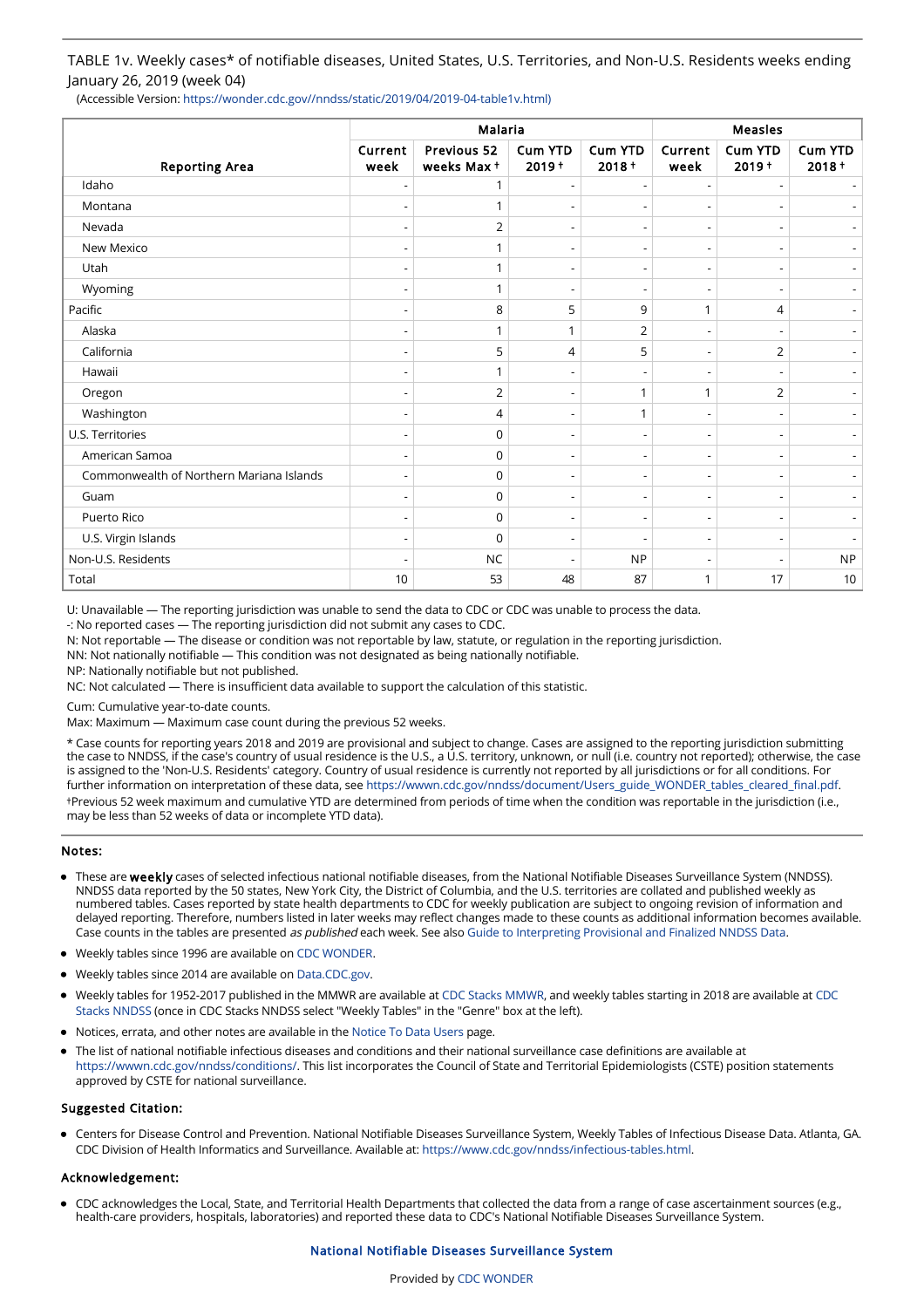TABLE 1v. Weekly cases* of notifiable diseases, United States, U.S. Territories, and Non-U.S. Residents weeks ending January 26, 2019 (week 04)

(Accessible Version: https://wonder.cdc.gov//nndss/static/2019/04/2019-04-table1v.html)

| Reporting Area | Malaria | | | | Measles | | |
|---|---|---|---|---|---|---|---|
| | Current week | Previous 52 weeks Max † | Cum YTD 2019 † | Cum YTD 2018 † | Current week | Cum YTD 2019 † | Cum YTD 2018 † |
| Idaho | - | 1 | - | - | - | - | - |
| Montana | - | 1 | - | - | - | - | - |
| Nevada | - | 2 | - | - | - | - | - |
| New Mexico | - | 1 | - | - | - | - | - |
| Utah | - | 1 | - | - | - | - | - |
| Wyoming | - | 1 | - | - | - | - | - |
| Pacific | - | 8 | 5 | 9 | 1 | 4 | - |
| Alaska | - | 1 | 1 | 2 | - | - | - |
| California | - | 5 | 4 | 5 | - | 2 | - |
| Hawaii | - | 1 | - | - | - | - | - |
| Oregon | - | 2 | - | 1 | 1 | 2 | - |
| Washington | - | 4 | - | 1 | - | - | - |
| U.S. Territories | - | 0 | - | - | - | - | - |
| American Samoa | - | 0 | - | - | - | - | - |
| Commonwealth of Northern Mariana Islands | - | 0 | - | - | - | - | - |
| Guam | - | 0 | - | - | - | - | - |
| Puerto Rico | - | 0 | - | - | - | - | - |
| U.S. Virgin Islands | - | 0 | - | - | - | - | - |
| Non-U.S. Residents | - | NC | - | NP | - | - | NP |
| Total | 10 | 53 | 48 | 87 | 1 | 17 | 10 |

U: Unavailable — The reporting jurisdiction was unable to send the data to CDC or CDC was unable to process the data.
-: No reported cases — The reporting jurisdiction did not submit any cases to CDC.
N: Not reportable — The disease or condition was not reportable by law, statute, or regulation in the reporting jurisdiction.
NN: Not nationally notifiable — This condition was not designated as being nationally notifiable.
NP: Nationally notifiable but not published.
NC: Not calculated — There is insufficient data available to support the calculation of this statistic.

Cum: Cumulative year-to-date counts.
Max: Maximum — Maximum case count during the previous 52 weeks.

* Case counts for reporting years 2018 and 2019 are provisional and subject to change. Cases are assigned to the reporting jurisdiction submitting the case to NNDSS, if the case's country of usual residence is the U.S., a U.S. territory, unknown, or null (i.e. country not reported); otherwise, the case is assigned to the 'Non-U.S. Residents' category. Country of usual residence is currently not reported by all jurisdictions or for all conditions. For further information on interpretation of these data, see https://wwwn.cdc.gov/nndss/document/Users_guide_WONDER_tables_cleared_final.pdf.

†Previous 52 week maximum and cumulative YTD are determined from periods of time when the condition was reportable in the jurisdiction (i.e., may be less than 52 weeks of data or incomplete YTD data).

### Notes:

- These are **weekly** cases of selected infectious national notifiable diseases, from the National Notifiable Diseases Surveillance System (NNDSS). NNDSS data reported by the 50 states, New York City, the District of Columbia, and the U.S. territories are collated and published weekly as numbered tables. Cases reported by state health departments to CDC for weekly publication are subject to ongoing revision of information and delayed reporting. Therefore, numbers listed in later weeks may reflect changes made to these counts as additional information becomes available. Case counts in the tables are presented *as published* each week. See also Guide to Interpreting Provisional and Finalized NNDSS Data.
- Weekly tables since 1996 are available on CDC WONDER.
- Weekly tables since 2014 are available on Data.CDC.gov.
- Weekly tables for 1952-2017 published in the MMWR are available at CDC Stacks MMWR, and weekly tables starting in 2018 are available at CDC Stacks NNDSS (once in CDC Stacks NNDSS select "Weekly Tables" in the "Genre" box at the left).
- Notices, errata, and other notes are available in the Notice To Data Users page.
- The list of national notifiable infectious diseases and conditions and their national surveillance case definitions are available at https://wwwn.cdc.gov/nndss/conditions/. This list incorporates the Council of State and Territorial Epidemiologists (CSTE) position statements approved by CSTE for national surveillance.

### Suggested Citation:

- Centers for Disease Control and Prevention. National Notifiable Diseases Surveillance System, Weekly Tables of Infectious Disease Data. Atlanta, GA. CDC Division of Health Informatics and Surveillance. Available at: https://www.cdc.gov/nndss/infectious-tables.html.

### Acknowledgement:

- CDC acknowledges the Local, State, and Territorial Health Departments that collected the data from a range of case ascertainment sources (e.g., health-care providers, hospitals, laboratories) and reported these data to CDC's National Notifiable Diseases Surveillance System.

National Notifiable Diseases Surveillance System

Provided by CDC WONDER